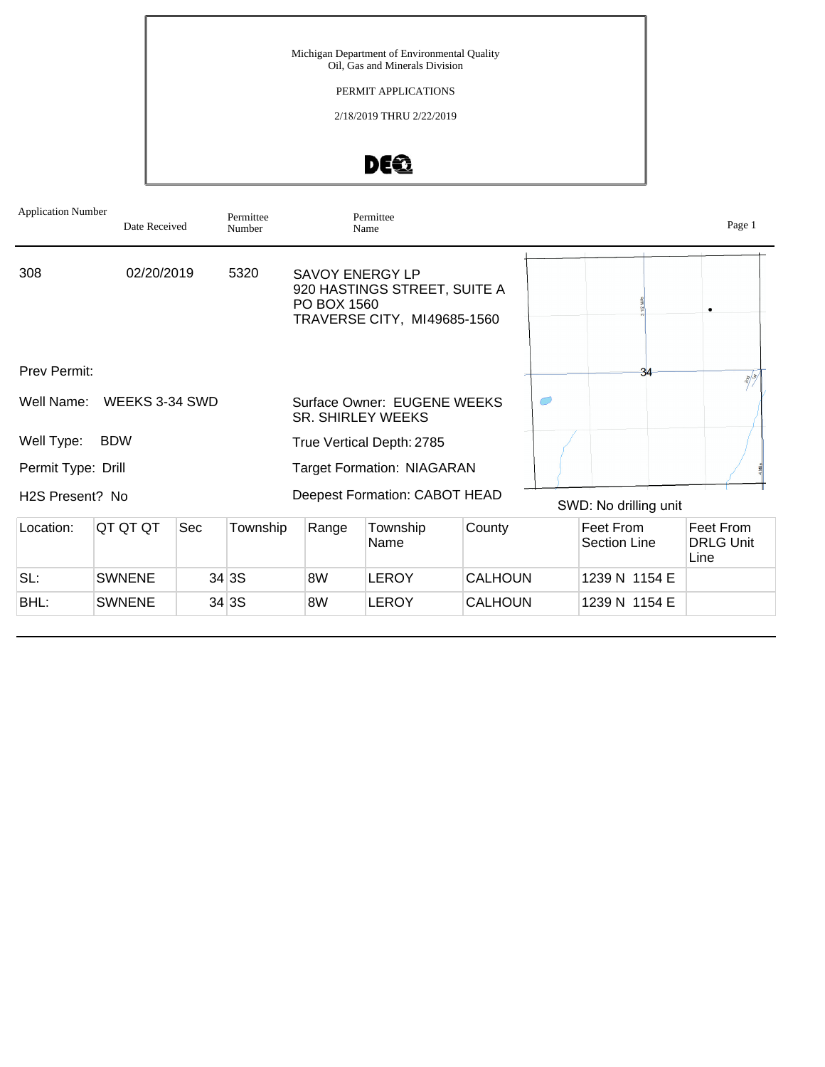Michigan Department of Environmental Quality
Oil, Gas and Minerals Division

PERMIT APPLICATIONS

2/18/2019 THRU 2/22/2019

| Application Number | Date Received | Permittee Number | Permittee Name |
|---|---|---|---|
| 308 | 02/20/2019 | 5320 | SAVOY ENERGY LP<br>920 HASTINGS STREET, SUITE A<br>PO BOX 1560<br>TRAVERSE CITY, MI49685-1560 |

Prev Permit:

Well Name: WEEKS 3-34 SWD

Surface Owner: EUGENE WEEKS SR. SHIRLEY WEEKS

Well Type: BDW

True Vertical Depth: 2785

Permit Type: Drill

Target Formation: NIAGARAN

H2S Present? No

Deepest Formation: CABOT HEAD

SWD: No drilling unit

| Location: | QT QT QT | Sec | Township | Range | Township Name | County | Feet From Section Line | Feet From DRLG Unit Line |
|---|---|---|---|---|---|---|---|---|
| SL: | SWNENE | 34 | 3S | 8W | LEROY | CALHOUN | 1239 N 1154 E | |
| BHL: | SWNENE | 34 | 3S | 8W | LEROY | CALHOUN | 1239 N 1154 E | |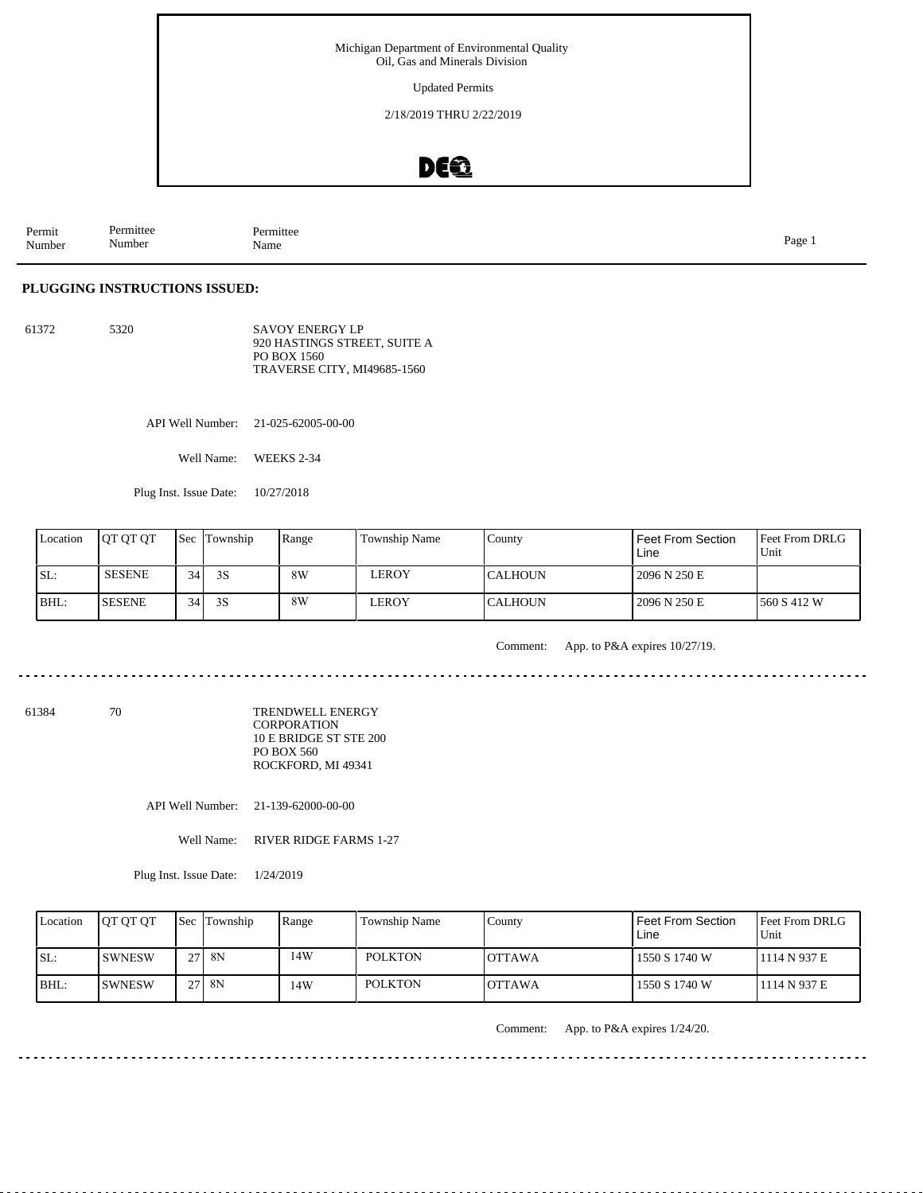Michigan Department of Environmental Quality
Oil, Gas and Minerals Division

Updated Permits

2/18/2019 THRU 2/22/2019

| Permit Number | Permittee Number | Permittee Name |
|---|---|---|

## PLUGGING INSTRUCTIONS ISSUED:

61372 5320 SAVOY ENERGY LP
920 HASTINGS STREET, SUITE A
PO BOX 1560
TRAVERSE CITY, MI49685-1560

API Well Number: 21-025-62005-00-00

Well Name: WEEKS 2-34

Plug Inst. Issue Date: 10/27/2018

| Location | QT QT QT | Sec | Township | Range | Township Name | County | Feet From Section Line | Feet From DRLG Unit |
|---|---|---|---|---|---|---|---|---|
| SL: | SESENE | 34 | 3S | 8W | LEROY | CALHOUN | 2096 N 250 E | |
| BHL: | SESENE | 34 | 3S | 8W | LEROY | CALHOUN | 2096 N 250 E | 560 S 412 W |

Comment: App. to P&A expires 10/27/19.

---

61384 70 TRENDWELL ENERGY CORPORATION
10 E BRIDGE ST STE 200
PO BOX 560
ROCKFORD, MI 49341

API Well Number: 21-139-62000-00-00

Well Name: RIVER RIDGE FARMS 1-27

Plug Inst. Issue Date: 1/24/2019

| Location | QT QT QT | Sec | Township | Range | Township Name | County | Feet From Section Line | Feet From DRLG Unit |
|---|---|---|---|---|---|---|---|---|
| SL: | SWNESW | 27 | 8N | 14W | POLKTON | OTTAWA | 1550 S 1740 W | 1114 N 937 E |
| BHL: | SWNESW | 27 | 8N | 14W | POLKTON | OTTAWA | 1550 S 1740 W | 1114 N 937 E |

Comment: App. to P&A expires 1/24/20.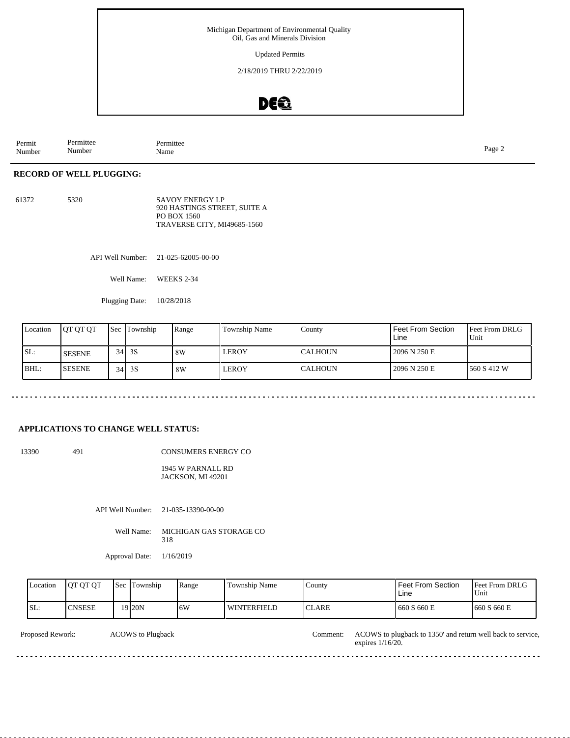Michigan Department of Environmental Quality
Oil, Gas and Minerals Division

Updated Permits

2/18/2019 THRU 2/22/2019

| Permit Number | Permittee Number | Permittee Name |
|---|---|---|

## RECORD OF WELL PLUGGING:

61372    5320    SAVOY ENERGY LP
920 HASTINGS STREET, SUITE A
PO BOX 1560
TRAVERSE CITY, MI49685-1560

API Well Number: 21-025-62005-00-00

Well Name: WEEKS 2-34

Plugging Date: 10/28/2018

| Location | QT QT QT | Sec | Township | Range | Township Name | County | Feet From Section Line | Feet From DRLG Unit |
|---|---|---|---|---|---|---|---|---|
| SL: | SESENE | 34 | 3S | 8W | LEROY | CALHOUN | 2096 N 250 E | |
| BHL: | SESENE | 34 | 3S | 8W | LEROY | CALHOUN | 2096 N 250 E | 560 S 412 W |

## APPLICATIONS TO CHANGE WELL STATUS:

13390    491    CONSUMERS ENERGY CO
1945 W PARNALL RD
JACKSON, MI 49201

API Well Number: 21-035-13390-00-00

Well Name: MICHIGAN GAS STORAGE CO 318

Approval Date: 1/16/2019

| Location | QT QT QT | Sec | Township | Range | Township Name | County | Feet From Section Line | Feet From DRLG Unit |
|---|---|---|---|---|---|---|---|---|
| SL: | CNSESE | 19 | 20N | 6W | WINTERFIELD | CLARE | 660 S 660 E | 660 S 660 E |

Proposed Rework: ACOWS to Plugback

Comment: ACOWS to plugback to 1350' and return well back to service, expires 1/16/20.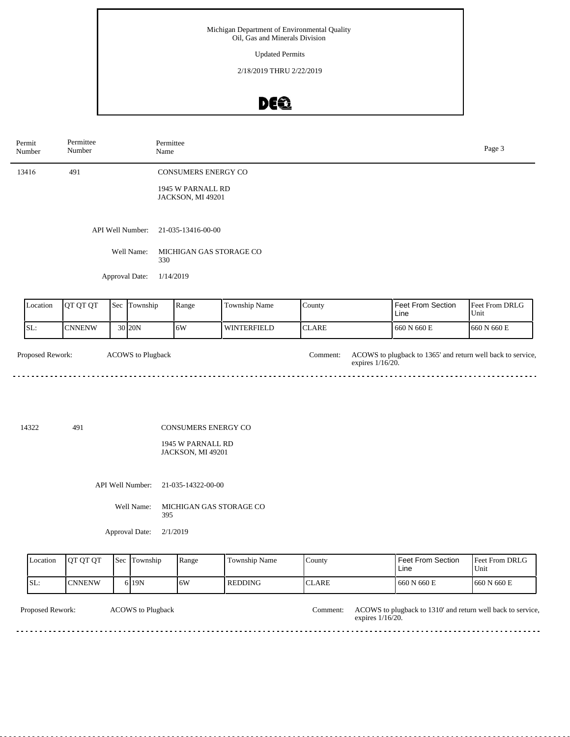Michigan Department of Environmental Quality
Oil, Gas and Minerals Division

Updated Permits

2/18/2019 THRU 2/22/2019

| Permit Number | Permittee Number | Permittee Name |
|---|---|---|

13416 | 491 | CONSUMERS ENERGY CO

1945 W PARNALL RD
JACKSON, MI 49201

API Well Number: 21-035-13416-00-00

Well Name: MICHIGAN GAS STORAGE CO 330

Approval Date: 1/14/2019

| Location | QT QT QT | Sec | Township | Range | Township Name | County | Feet From Section Line | Feet From DRLG Unit |
|---|---|---|---|---|---|---|---|---|
| SL: | CNNENW | 30 | 20N | 6W | WINTERFIELD | CLARE | 660 N 660 E | 660 N 660 E |

Proposed Rework: ACOWS to Plugback

Comment: ACOWS to plugback to 1365' and return well back to service, expires 1/16/20.

---

14322 | 491 | CONSUMERS ENERGY CO

1945 W PARNALL RD
JACKSON, MI 49201

API Well Number: 21-035-14322-00-00

Well Name: MICHIGAN GAS STORAGE CO 395

Approval Date: 2/1/2019

| Location | QT QT QT | Sec | Township | Range | Township Name | County | Feet From Section Line | Feet From DRLG Unit |
|---|---|---|---|---|---|---|---|---|
| SL: | CNNENW | 6 | 19N | 6W | REDDING | CLARE | 660 N 660 E | 660 N 660 E |

Proposed Rework: ACOWS to Plugback

Comment: ACOWS to plugback to 1310' and return well back to service, expires 1/16/20.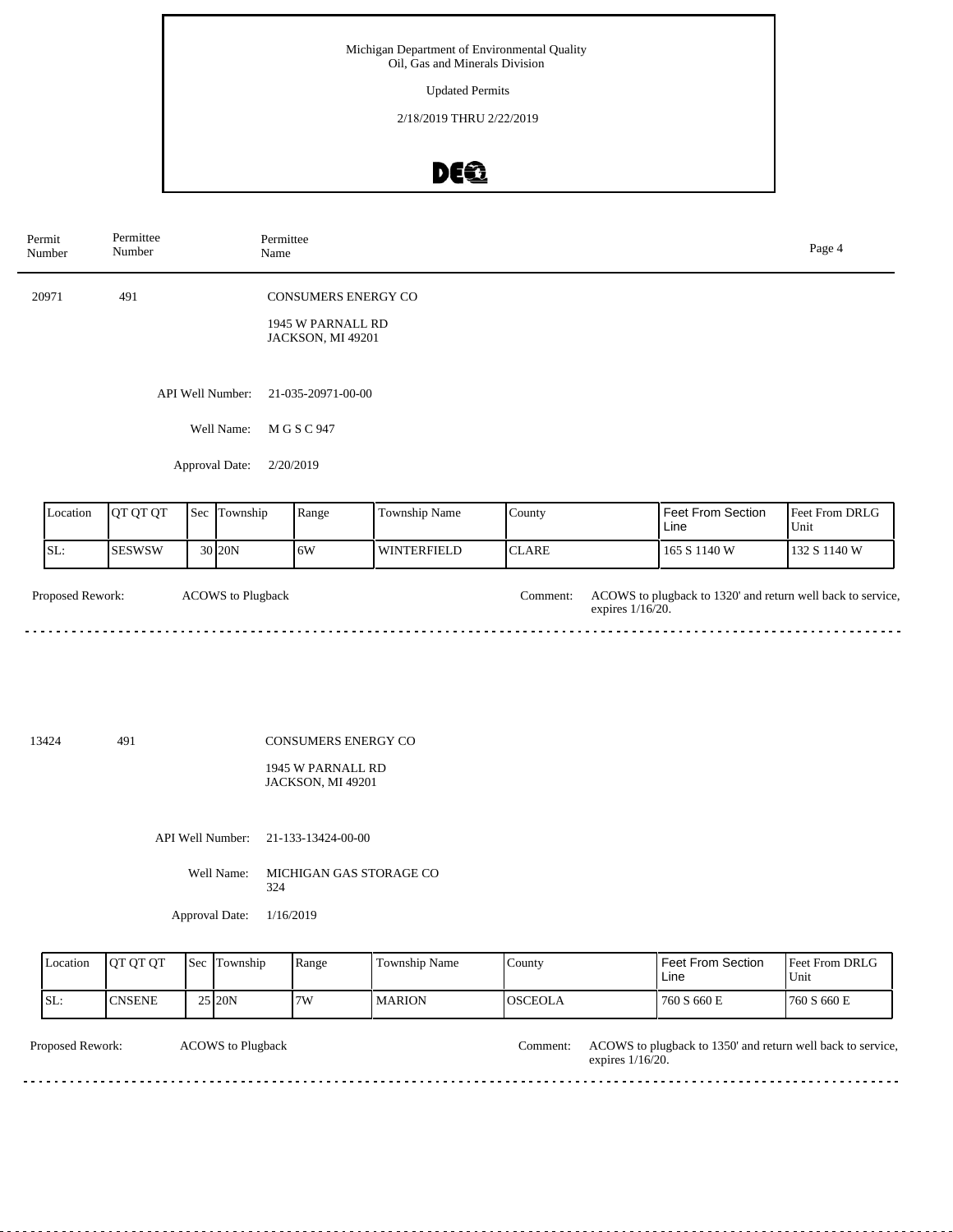Michigan Department of Environmental Quality
Oil, Gas and Minerals Division

Updated Permits

2/18/2019 THRU 2/22/2019

| Permit Number | Permittee Number | Permittee Name |
|---|---|---|

20971 491 CONSUMERS ENERGY CO

1945 W PARNALL RD
JACKSON, MI 49201

API Well Number: 21-035-20971-00-00

Well Name: M G S C 947

Approval Date: 2/20/2019

| Location | QT QT QT | Sec | Township | Range | Township Name | County | Feet From Section Line | Feet From DRLG Unit |
|---|---|---|---|---|---|---|---|---|
| SL: | SESWSW | 30 | 20N | 6W | WINTERFIELD | CLARE | 165 S 1140 W | 132 S 1140 W |

Proposed Rework: ACOWS to Plugback

Comment: ACOWS to plugback to 1320' and return well back to service, expires 1/16/20.

---

13424 491 CONSUMERS ENERGY CO

1945 W PARNALL RD
JACKSON, MI 49201

API Well Number: 21-133-13424-00-00

Well Name: MICHIGAN GAS STORAGE CO 324

Approval Date: 1/16/2019

| Location | QT QT QT | Sec | Township | Range | Township Name | County | Feet From Section Line | Feet From DRLG Unit |
|---|---|---|---|---|---|---|---|---|
| SL: | CNSENE | 25 | 20N | 7W | MARION | OSCEOLA | 760 S 660 E | 760 S 660 E |

Proposed Rework: ACOWS to Plugback

Comment: ACOWS to plugback to 1350' and return well back to service, expires 1/16/20.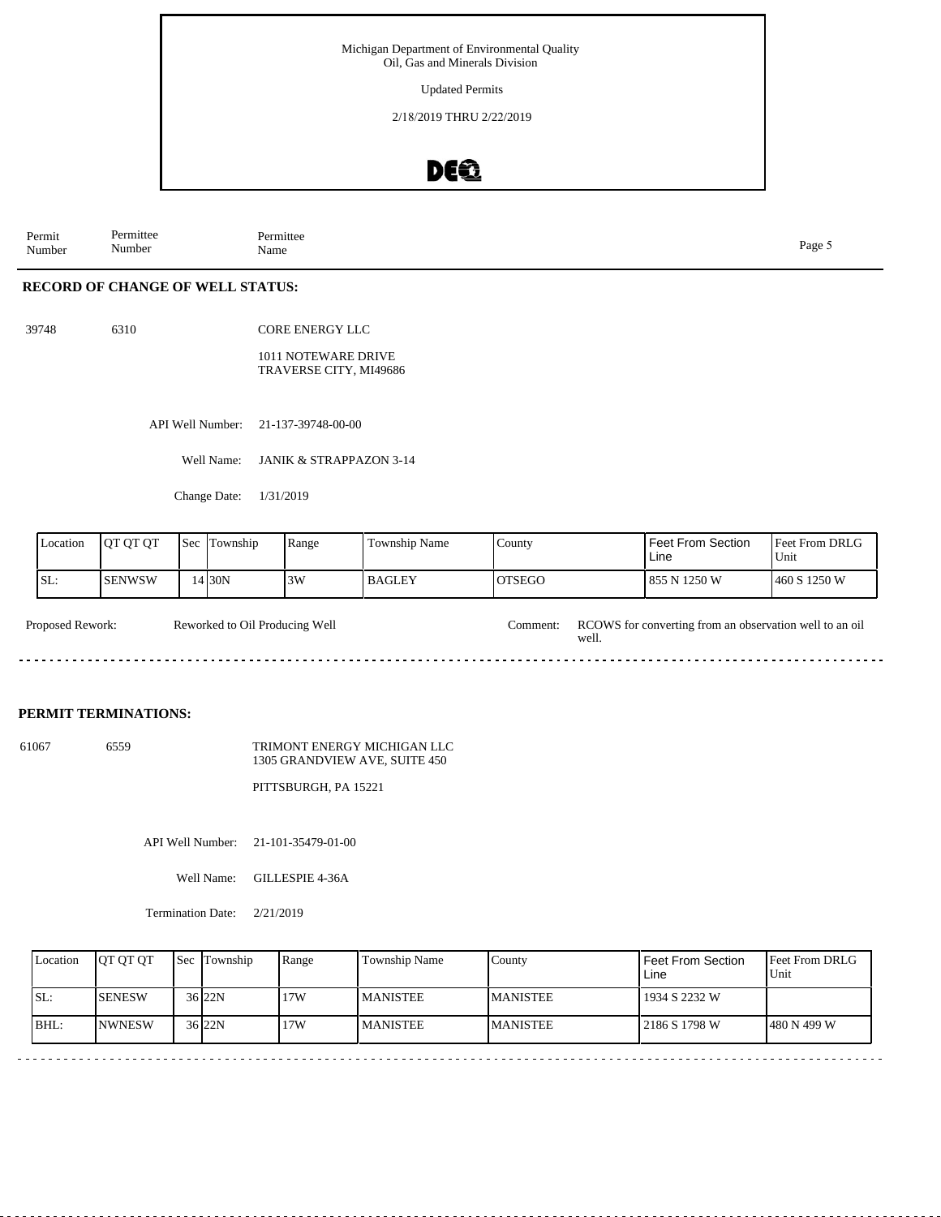Michigan Department of Environmental Quality
Oil, Gas and Minerals Division

Updated Permits

2/18/2019 THRU 2/22/2019

| Permit Number | Permittee Number | Permittee Name |
|---|---|---|

## RECORD OF CHANGE OF WELL STATUS:

39748 6310 CORE ENERGY LLC

1011 NOTEWARE DRIVE
TRAVERSE CITY, MI49686

API Well Number: 21-137-39748-00-00

Well Name: JANIK & STRAPPAZON 3-14

Change Date: 1/31/2019

| Location | QT QT QT | Sec | Township | Range | Township Name | County | Feet From Section Line | Feet From DRLG Unit |
|---|---|---|---|---|---|---|---|---|
| SL: | SENWSW | 14 | 30N | 3W | BAGLEY | OTSEGO | 855 N 1250 W | 460 S 1250 W |

Proposed Rework: Reworked to Oil Producing Well

Comment: RCOWS for converting from an observation well to an oil well.

## PERMIT TERMINATIONS:

61067 6559 TRIMONT ENERGY MICHIGAN LLC
1305 GRANDVIEW AVE, SUITE 450

PITTSBURGH, PA 15221

API Well Number: 21-101-35479-01-00

Well Name: GILLESPIE 4-36A

Termination Date: 2/21/2019

| Location | QT QT QT | Sec | Township | Range | Township Name | County | Feet From Section Line | Feet From DRLG Unit |
|---|---|---|---|---|---|---|---|---|
| SL: | SENESW | 36 | 22N | 17W | MANISTEE | MANISTEE | 1934 S 2232 W | |
| BHL: | NWNESW | 36 | 22N | 17W | MANISTEE | MANISTEE | 2186 S 1798 W | 480 N 499 W |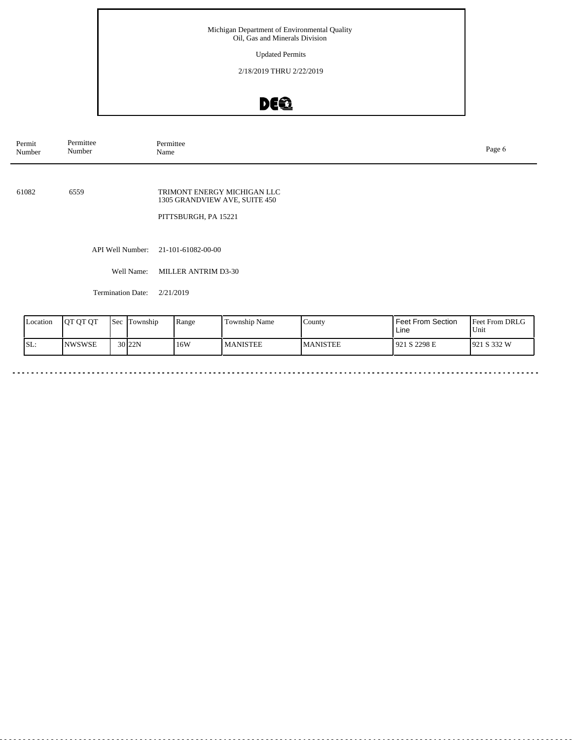Michigan Department of Environmental Quality
Oil, Gas and Minerals Division

Updated Permits

2/18/2019 THRU 2/22/2019

| Permit Number | Permittee Number | Permittee Name |
| --- | --- | --- |
| 61082 | 6559 | TRIMONT ENERGY MICHIGAN LLC<br>1305 GRANDVIEW AVE, SUITE 450<br><br>PITTSBURGH, PA 15221 |

API Well Number: 21-101-61082-00-00

Well Name: MILLER ANTRIM D3-30

Termination Date: 2/21/2019

| Location | QT QT QT | Sec | Township | Range | Township Name | County | Feet From Section Line | Feet From DRLG Unit |
| --- | --- | --- | --- | --- | --- | --- | --- | --- |
| SL: | NWSWSE | 30 | 22N | 16W | MANISTEE | MANISTEE | 921 S 2298 E | 921 S 332 W |